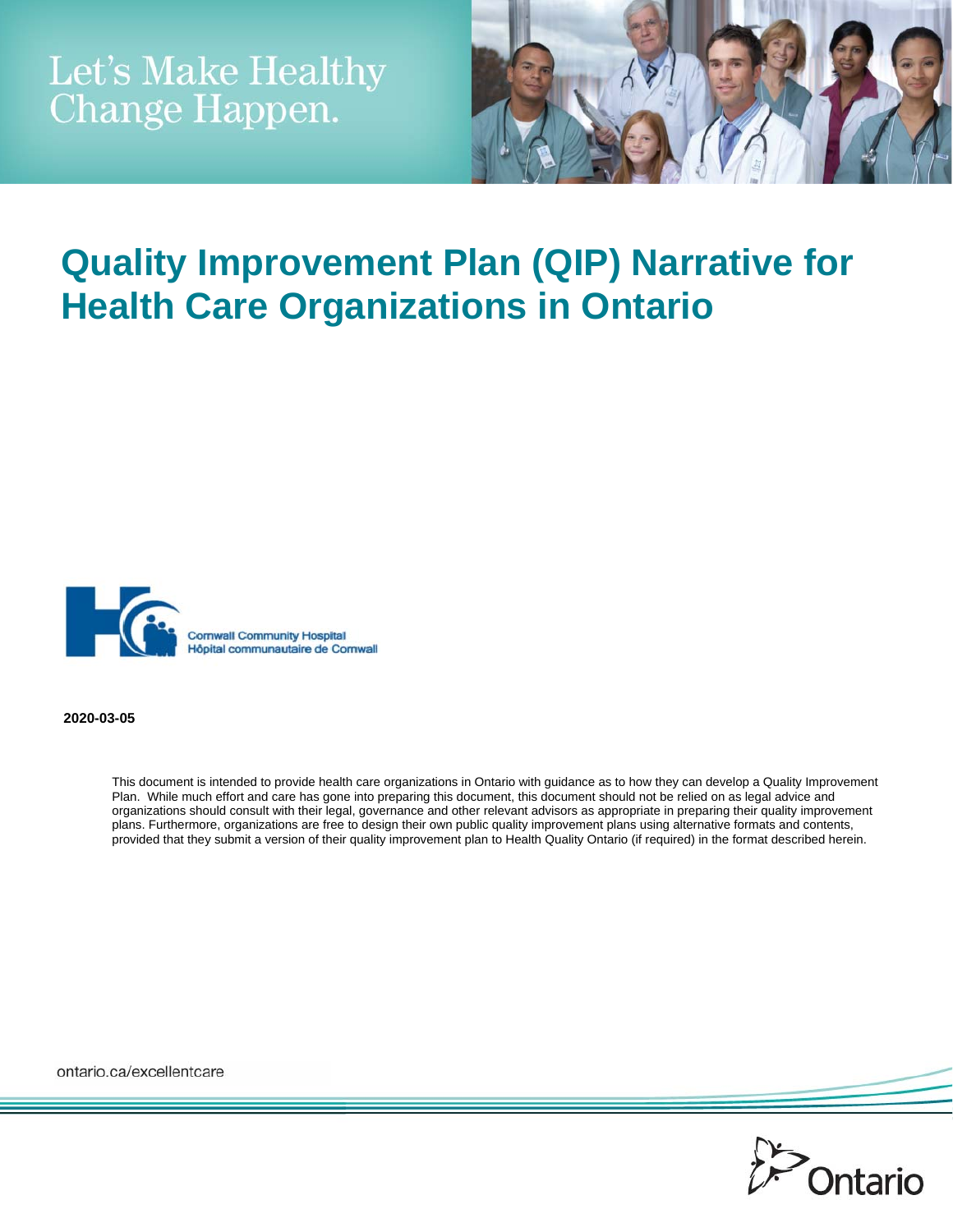Let's Make Healthy Change Happen.

# Quality Improvement Plan (QIP) Narrative for Health Care Organizations in Ontario

Cornwall Community Hospital
Hôpital communautaire de Cornwall

**2020-03-05**

This document is intended to provide health care organizations in Ontario with guidance as to how they can develop a Quality Improvement Plan. While much effort and care has gone into preparing this document, this document should not be relied on as legal advice and organizations should consult with their legal, governance and other relevant advisors as appropriate in preparing their quality improvement plans. Furthermore, organizations are free to design their own public quality improvement plans using alternative formats and contents, provided that they submit a version of their quality improvement plan to Health Quality Ontario (if required) in the format described herein.

ontario.ca/excellentcare

Ontario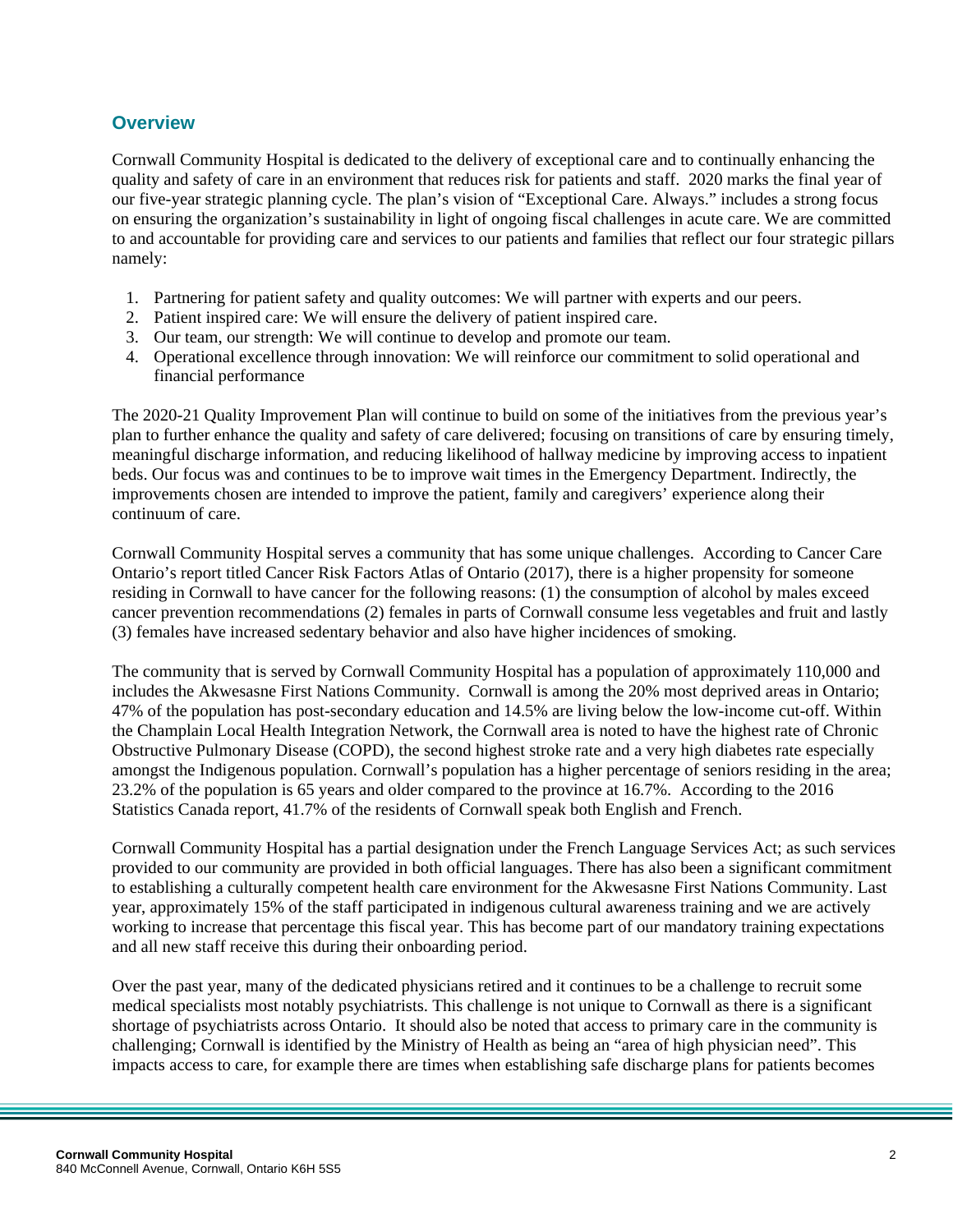## Overview

Cornwall Community Hospital is dedicated to the delivery of exceptional care and to continually enhancing the quality and safety of care in an environment that reduces risk for patients and staff. 2020 marks the final year of our five-year strategic planning cycle. The plan's vision of "Exceptional Care. Always." includes a strong focus on ensuring the organization's sustainability in light of ongoing fiscal challenges in acute care. We are committed to and accountable for providing care and services to our patients and families that reflect our four strategic pillars namely:

1. Partnering for patient safety and quality outcomes: We will partner with experts and our peers.
2. Patient inspired care: We will ensure the delivery of patient inspired care.
3. Our team, our strength: We will continue to develop and promote our team.
4. Operational excellence through innovation: We will reinforce our commitment to solid operational and financial performance

The 2020-21 Quality Improvement Plan will continue to build on some of the initiatives from the previous year's plan to further enhance the quality and safety of care delivered; focusing on transitions of care by ensuring timely, meaningful discharge information, and reducing likelihood of hallway medicine by improving access to inpatient beds. Our focus was and continues to be to improve wait times in the Emergency Department. Indirectly, the improvements chosen are intended to improve the patient, family and caregivers' experience along their continuum of care.

Cornwall Community Hospital serves a community that has some unique challenges. According to Cancer Care Ontario's report titled Cancer Risk Factors Atlas of Ontario (2017), there is a higher propensity for someone residing in Cornwall to have cancer for the following reasons: (1) the consumption of alcohol by males exceed cancer prevention recommendations (2) females in parts of Cornwall consume less vegetables and fruit and lastly (3) females have increased sedentary behavior and also have higher incidences of smoking.

The community that is served by Cornwall Community Hospital has a population of approximately 110,000 and includes the Akwesasne First Nations Community. Cornwall is among the 20% most deprived areas in Ontario; 47% of the population has post-secondary education and 14.5% are living below the low-income cut-off. Within the Champlain Local Health Integration Network, the Cornwall area is noted to have the highest rate of Chronic Obstructive Pulmonary Disease (COPD), the second highest stroke rate and a very high diabetes rate especially amongst the Indigenous population. Cornwall's population has a higher percentage of seniors residing in the area; 23.2% of the population is 65 years and older compared to the province at 16.7%. According to the 2016 Statistics Canada report, 41.7% of the residents of Cornwall speak both English and French.

Cornwall Community Hospital has a partial designation under the French Language Services Act; as such services provided to our community are provided in both official languages. There has also been a significant commitment to establishing a culturally competent health care environment for the Akwesasne First Nations Community. Last year, approximately 15% of the staff participated in indigenous cultural awareness training and we are actively working to increase that percentage this fiscal year. This has become part of our mandatory training expectations and all new staff receive this during their onboarding period.

Over the past year, many of the dedicated physicians retired and it continues to be a challenge to recruit some medical specialists most notably psychiatrists. This challenge is not unique to Cornwall as there is a significant shortage of psychiatrists across Ontario. It should also be noted that access to primary care in the community is challenging; Cornwall is identified by the Ministry of Health as being an "area of high physician need". This impacts access to care, for example there are times when establishing safe discharge plans for patients becomes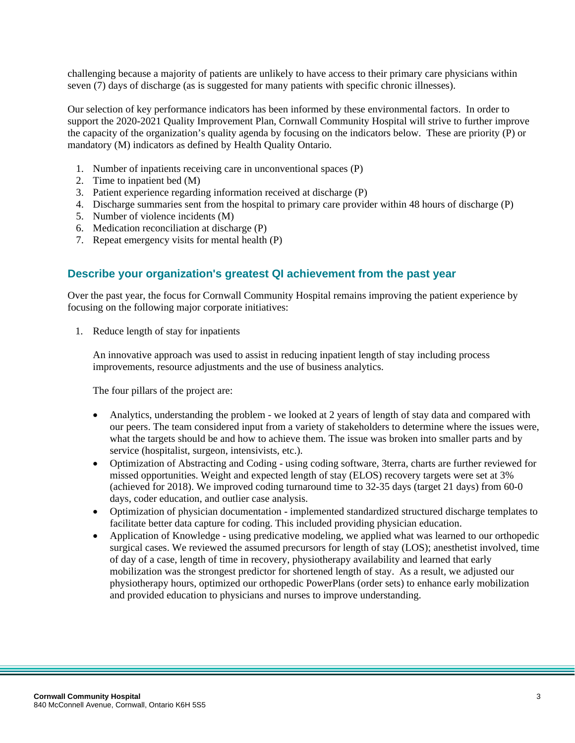challenging because a majority of patients are unlikely to have access to their primary care physicians within seven (7) days of discharge (as is suggested for many patients with specific chronic illnesses).

Our selection of key performance indicators has been informed by these environmental factors. In order to support the 2020-2021 Quality Improvement Plan, Cornwall Community Hospital will strive to further improve the capacity of the organization's quality agenda by focusing on the indicators below. These are priority (P) or mandatory (M) indicators as defined by Health Quality Ontario.

1. Number of inpatients receiving care in unconventional spaces (P)
2. Time to inpatient bed (M)
3. Patient experience regarding information received at discharge (P)
4. Discharge summaries sent from the hospital to primary care provider within 48 hours of discharge (P)
5. Number of violence incidents (M)
6. Medication reconciliation at discharge (P)
7. Repeat emergency visits for mental health (P)

## Describe your organization's greatest QI achievement from the past year

Over the past year, the focus for Cornwall Community Hospital remains improving the patient experience by focusing on the following major corporate initiatives:

1. Reduce length of stay for inpatients

   An innovative approach was used to assist in reducing inpatient length of stay including process improvements, resource adjustments and the use of business analytics.

   The four pillars of the project are:

   - Analytics, understanding the problem - we looked at 2 years of length of stay data and compared with our peers. The team considered input from a variety of stakeholders to determine where the issues were, what the targets should be and how to achieve them. The issue was broken into smaller parts and by service (hospitalist, surgeon, intensivists, etc.).
   - Optimization of Abstracting and Coding - using coding software, 3terra, charts are further reviewed for missed opportunities. Weight and expected length of stay (ELOS) recovery targets were set at 3% (achieved for 2018). We improved coding turnaround time to 32-35 days (target 21 days) from 60-0 days, coder education, and outlier case analysis.
   - Optimization of physician documentation - implemented standardized structured discharge templates to facilitate better data capture for coding. This included providing physician education.
   - Application of Knowledge - using predicative modeling, we applied what was learned to our orthopedic surgical cases. We reviewed the assumed precursors for length of stay (LOS); anesthetist involved, time of day of a case, length of time in recovery, physiotherapy availability and learned that early mobilization was the strongest predictor for shortened length of stay. As a result, we adjusted our physiotherapy hours, optimized our orthopedic PowerPlans (order sets) to enhance early mobilization and provided education to physicians and nurses to improve understanding.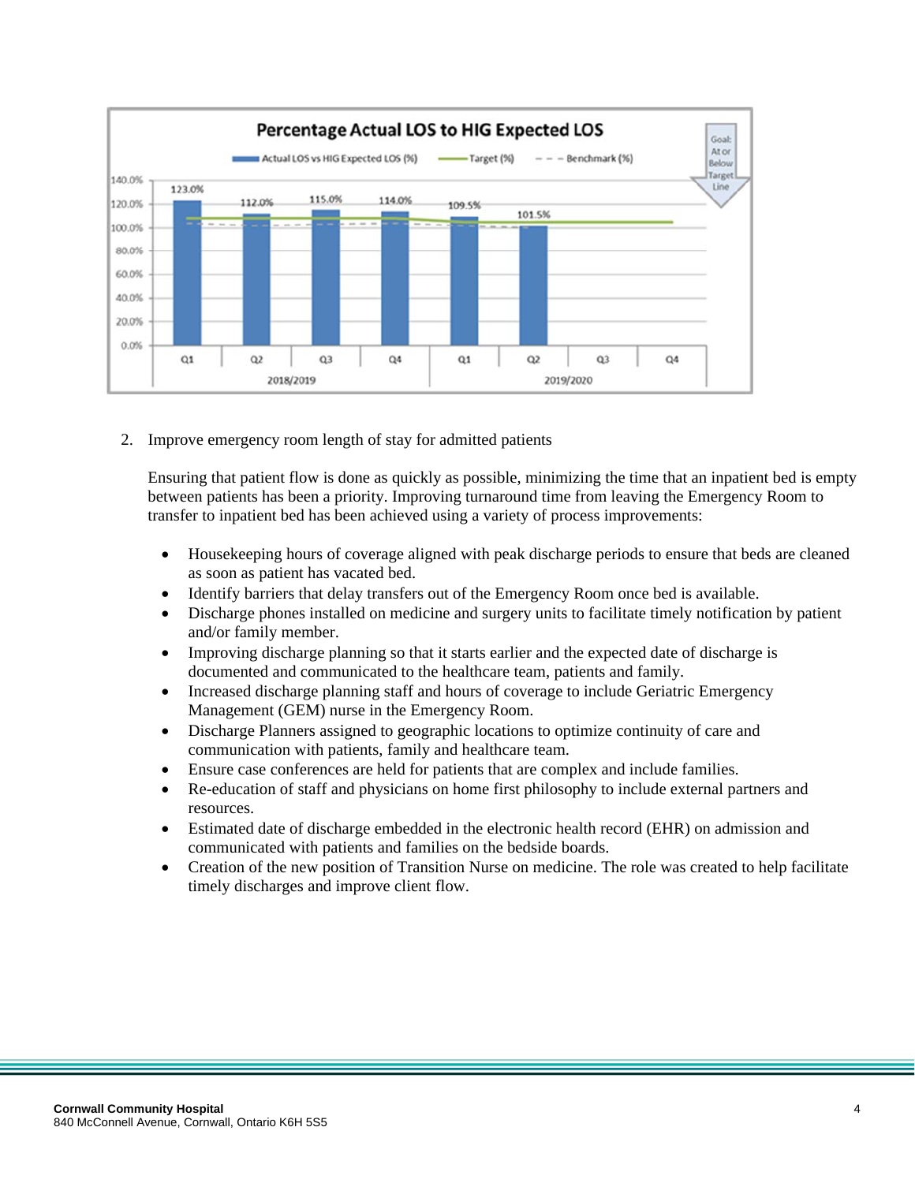Percentage Actual LOS to HIG Expected LOS

| | 2018/2019 Q1 | 2018/2019 Q2 | 2018/2019 Q3 | 2018/2019 Q4 | 2019/2020 Q1 | 2019/2020 Q2 | 2019/2020 Q3 | 2019/2020 Q4 |
|---|---|---|---|---|---|---|---|---|
| Actual LOS vs HIG Expected LOS (%) | 123.0% | 112.0% | 115.0% | 114.0% | 109.5% | 101.5% | | |

Goal: At or Below Target Line

2. Improve emergency room length of stay for admitted patients

   Ensuring that patient flow is done as quickly as possible, minimizing the time that an inpatient bed is empty between patients has been a priority. Improving turnaround time from leaving the Emergency Room to transfer to inpatient bed has been achieved using a variety of process improvements:

   - Housekeeping hours of coverage aligned with peak discharge periods to ensure that beds are cleaned as soon as patient has vacated bed.
   - Identify barriers that delay transfers out of the Emergency Room once bed is available.
   - Discharge phones installed on medicine and surgery units to facilitate timely notification by patient and/or family member.
   - Improving discharge planning so that it starts earlier and the expected date of discharge is documented and communicated to the healthcare team, patients and family.
   - Increased discharge planning staff and hours of coverage to include Geriatric Emergency Management (GEM) nurse in the Emergency Room.
   - Discharge Planners assigned to geographic locations to optimize continuity of care and communication with patients, family and healthcare team.
   - Ensure case conferences are held for patients that are complex and include families.
   - Re-education of staff and physicians on home first philosophy to include external partners and resources.
   - Estimated date of discharge embedded in the electronic health record (EHR) on admission and communicated with patients and families on the bedside boards.
   - Creation of the new position of Transition Nurse on medicine. The role was created to help facilitate timely discharges and improve client flow.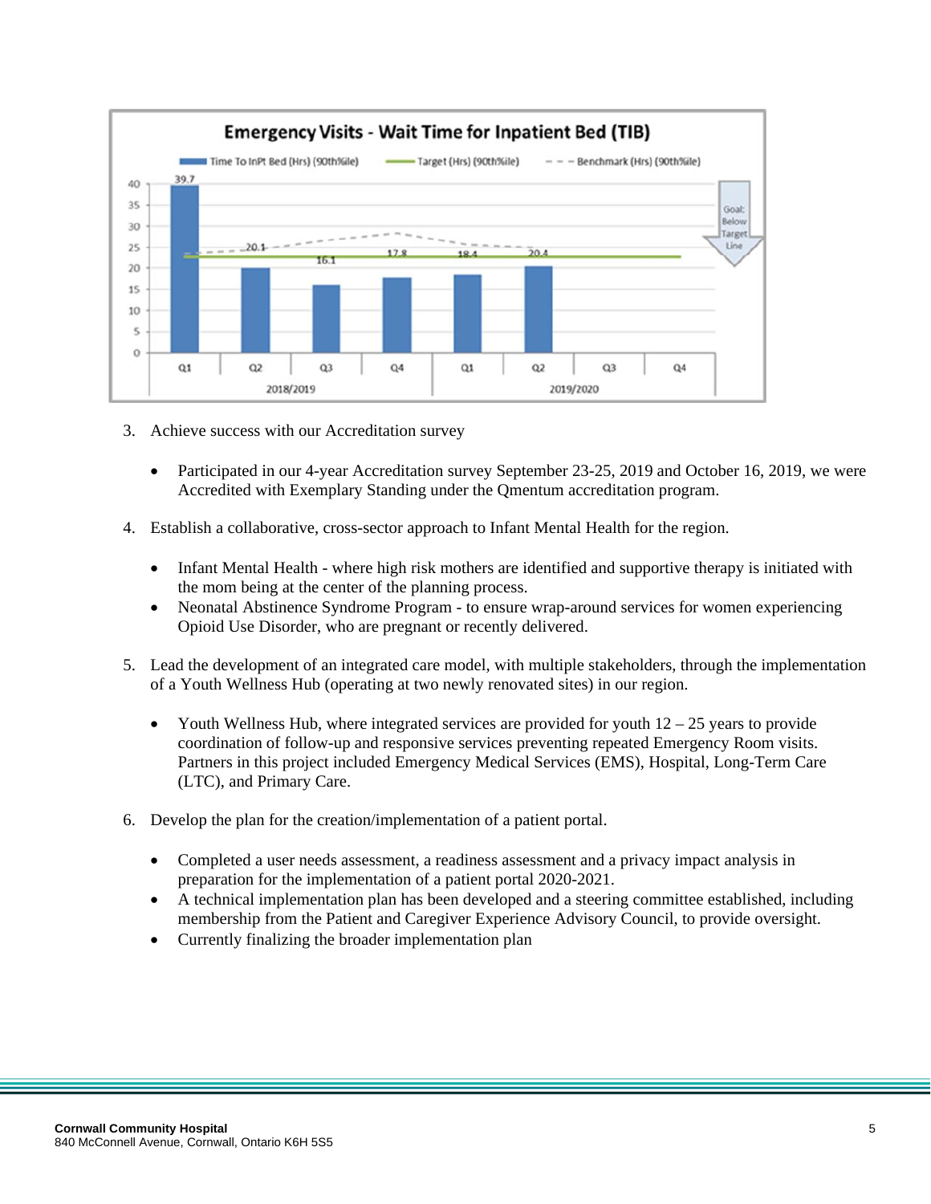**Emergency Visits - Wait Time for Inpatient Bed (TIB)**

| Year | Quarter | Time To InPt Bed (Hrs) (90th%ile) |
|---|---|---|
| 2018/2019 | Q1 | 39.7 |
| 2018/2019 | Q2 | 20.1 |
| 2018/2019 | Q3 | 16.1 |
| 2018/2019 | Q4 | 17.8 |
| 2019/2020 | Q1 | 18.4 |
| 2019/2020 | Q2 | 20.4 |
| 2019/2020 | Q3 | |
| 2019/2020 | Q4 | |

Legend: Time To InPt Bed (Hrs) (90th%ile); Target (Hrs) (90th%ile); Benchmark (Hrs) (90th%ile)

Goal: Below Target Line

3. Achieve success with our Accreditation survey

   - Participated in our 4-year Accreditation survey September 23-25, 2019 and October 16, 2019, we were Accredited with Exemplary Standing under the Qmentum accreditation program.

4. Establish a collaborative, cross-sector approach to Infant Mental Health for the region.

   - Infant Mental Health - where high risk mothers are identified and supportive therapy is initiated with the mom being at the center of the planning process.
   - Neonatal Abstinence Syndrome Program - to ensure wrap-around services for women experiencing Opioid Use Disorder, who are pregnant or recently delivered.

5. Lead the development of an integrated care model, with multiple stakeholders, through the implementation of a Youth Wellness Hub (operating at two newly renovated sites) in our region.

   - Youth Wellness Hub, where integrated services are provided for youth 12 – 25 years to provide coordination of follow-up and responsive services preventing repeated Emergency Room visits. Partners in this project included Emergency Medical Services (EMS), Hospital, Long-Term Care (LTC), and Primary Care.

6. Develop the plan for the creation/implementation of a patient portal.

   - Completed a user needs assessment, a readiness assessment and a privacy impact analysis in preparation for the implementation of a patient portal 2020-2021.
   - A technical implementation plan has been developed and a steering committee established, including membership from the Patient and Caregiver Experience Advisory Council, to provide oversight.
   - Currently finalizing the broader implementation plan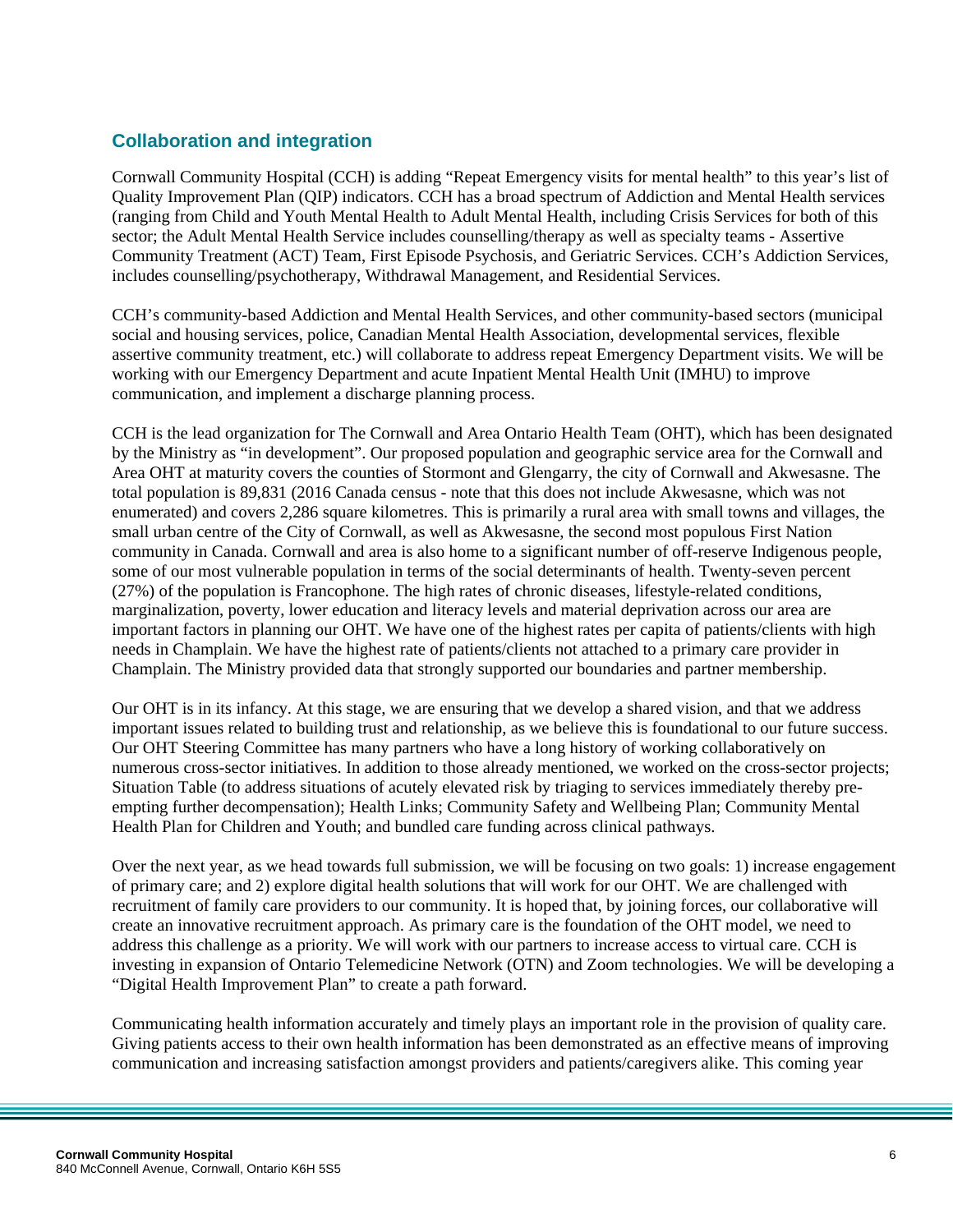## Collaboration and integration

Cornwall Community Hospital (CCH) is adding "Repeat Emergency visits for mental health" to this year's list of Quality Improvement Plan (QIP) indicators. CCH has a broad spectrum of Addiction and Mental Health services (ranging from Child and Youth Mental Health to Adult Mental Health, including Crisis Services for both of this sector; the Adult Mental Health Service includes counselling/therapy as well as specialty teams - Assertive Community Treatment (ACT) Team, First Episode Psychosis, and Geriatric Services. CCH's Addiction Services, includes counselling/psychotherapy, Withdrawal Management, and Residential Services.

CCH's community-based Addiction and Mental Health Services, and other community-based sectors (municipal social and housing services, police, Canadian Mental Health Association, developmental services, flexible assertive community treatment, etc.) will collaborate to address repeat Emergency Department visits. We will be working with our Emergency Department and acute Inpatient Mental Health Unit (IMHU) to improve communication, and implement a discharge planning process.

CCH is the lead organization for The Cornwall and Area Ontario Health Team (OHT), which has been designated by the Ministry as "in development". Our proposed population and geographic service area for the Cornwall and Area OHT at maturity covers the counties of Stormont and Glengarry, the city of Cornwall and Akwesasne. The total population is 89,831 (2016 Canada census - note that this does not include Akwesasne, which was not enumerated) and covers 2,286 square kilometres. This is primarily a rural area with small towns and villages, the small urban centre of the City of Cornwall, as well as Akwesasne, the second most populous First Nation community in Canada. Cornwall and area is also home to a significant number of off-reserve Indigenous people, some of our most vulnerable population in terms of the social determinants of health. Twenty-seven percent (27%) of the population is Francophone. The high rates of chronic diseases, lifestyle-related conditions, marginalization, poverty, lower education and literacy levels and material deprivation across our area are important factors in planning our OHT. We have one of the highest rates per capita of patients/clients with high needs in Champlain. We have the highest rate of patients/clients not attached to a primary care provider in Champlain. The Ministry provided data that strongly supported our boundaries and partner membership.

Our OHT is in its infancy. At this stage, we are ensuring that we develop a shared vision, and that we address important issues related to building trust and relationship, as we believe this is foundational to our future success. Our OHT Steering Committee has many partners who have a long history of working collaboratively on numerous cross-sector initiatives. In addition to those already mentioned, we worked on the cross-sector projects; Situation Table (to address situations of acutely elevated risk by triaging to services immediately thereby pre-empting further decompensation); Health Links; Community Safety and Wellbeing Plan; Community Mental Health Plan for Children and Youth; and bundled care funding across clinical pathways.

Over the next year, as we head towards full submission, we will be focusing on two goals: 1) increase engagement of primary care; and 2) explore digital health solutions that will work for our OHT. We are challenged with recruitment of family care providers to our community. It is hoped that, by joining forces, our collaborative will create an innovative recruitment approach. As primary care is the foundation of the OHT model, we need to address this challenge as a priority. We will work with our partners to increase access to virtual care. CCH is investing in expansion of Ontario Telemedicine Network (OTN) and Zoom technologies. We will be developing a "Digital Health Improvement Plan" to create a path forward.

Communicating health information accurately and timely plays an important role in the provision of quality care. Giving patients access to their own health information has been demonstrated as an effective means of improving communication and increasing satisfaction amongst providers and patients/caregivers alike. This coming year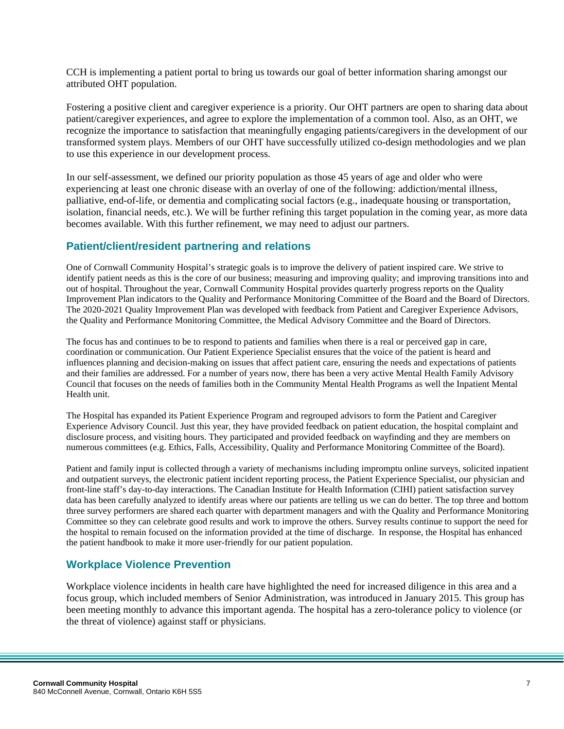CCH is implementing a patient portal to bring us towards our goal of better information sharing amongst our attributed OHT population.

Fostering a positive client and caregiver experience is a priority. Our OHT partners are open to sharing data about patient/caregiver experiences, and agree to explore the implementation of a common tool. Also, as an OHT, we recognize the importance to satisfaction that meaningfully engaging patients/caregivers in the development of our transformed system plays. Members of our OHT have successfully utilized co-design methodologies and we plan to use this experience in our development process.

In our self-assessment, we defined our priority population as those 45 years of age and older who were experiencing at least one chronic disease with an overlay of one of the following: addiction/mental illness, palliative, end-of-life, or dementia and complicating social factors (e.g., inadequate housing or transportation, isolation, financial needs, etc.). We will be further refining this target population in the coming year, as more data becomes available. With this further refinement, we may need to adjust our partners.

## Patient/client/resident partnering and relations

One of Cornwall Community Hospital's strategic goals is to improve the delivery of patient inspired care. We strive to identify patient needs as this is the core of our business; measuring and improving quality; and improving transitions into and out of hospital. Throughout the year, Cornwall Community Hospital provides quarterly progress reports on the Quality Improvement Plan indicators to the Quality and Performance Monitoring Committee of the Board and the Board of Directors. The 2020-2021 Quality Improvement Plan was developed with feedback from Patient and Caregiver Experience Advisors, the Quality and Performance Monitoring Committee, the Medical Advisory Committee and the Board of Directors.

The focus has and continues to be to respond to patients and families when there is a real or perceived gap in care, coordination or communication. Our Patient Experience Specialist ensures that the voice of the patient is heard and influences planning and decision-making on issues that affect patient care, ensuring the needs and expectations of patients and their families are addressed. For a number of years now, there has been a very active Mental Health Family Advisory Council that focuses on the needs of families both in the Community Mental Health Programs as well the Inpatient Mental Health unit.

The Hospital has expanded its Patient Experience Program and regrouped advisors to form the Patient and Caregiver Experience Advisory Council. Just this year, they have provided feedback on patient education, the hospital complaint and disclosure process, and visiting hours. They participated and provided feedback on wayfinding and they are members on numerous committees (e.g. Ethics, Falls, Accessibility, Quality and Performance Monitoring Committee of the Board).

Patient and family input is collected through a variety of mechanisms including impromptu online surveys, solicited inpatient and outpatient surveys, the electronic patient incident reporting process, the Patient Experience Specialist, our physician and front-line staff's day-to-day interactions. The Canadian Institute for Health Information (CIHI) patient satisfaction survey data has been carefully analyzed to identify areas where our patients are telling us we can do better. The top three and bottom three survey performers are shared each quarter with department managers and with the Quality and Performance Monitoring Committee so they can celebrate good results and work to improve the others. Survey results continue to support the need for the hospital to remain focused on the information provided at the time of discharge. In response, the Hospital has enhanced the patient handbook to make it more user-friendly for our patient population.

## Workplace Violence Prevention

Workplace violence incidents in health care have highlighted the need for increased diligence in this area and a focus group, which included members of Senior Administration, was introduced in January 2015. This group has been meeting monthly to advance this important agenda. The hospital has a zero-tolerance policy to violence (or the threat of violence) against staff or physicians.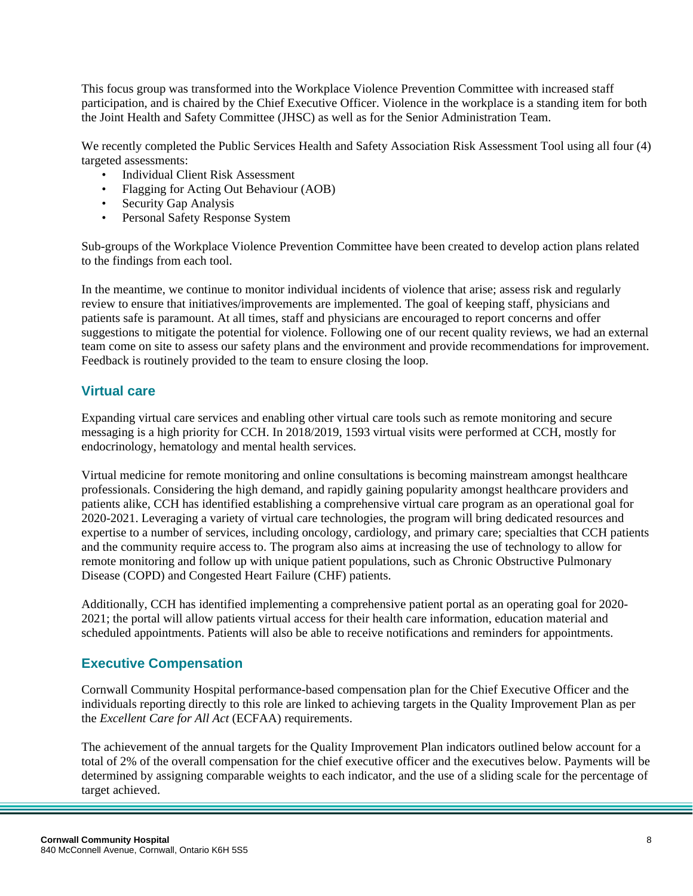This focus group was transformed into the Workplace Violence Prevention Committee with increased staff participation, and is chaired by the Chief Executive Officer. Violence in the workplace is a standing item for both the Joint Health and Safety Committee (JHSC) as well as for the Senior Administration Team.

We recently completed the Public Services Health and Safety Association Risk Assessment Tool using all four (4) targeted assessments:

- Individual Client Risk Assessment
- Flagging for Acting Out Behaviour (AOB)
- Security Gap Analysis
- Personal Safety Response System

Sub-groups of the Workplace Violence Prevention Committee have been created to develop action plans related to the findings from each tool.

In the meantime, we continue to monitor individual incidents of violence that arise; assess risk and regularly review to ensure that initiatives/improvements are implemented. The goal of keeping staff, physicians and patients safe is paramount. At all times, staff and physicians are encouraged to report concerns and offer suggestions to mitigate the potential for violence. Following one of our recent quality reviews, we had an external team come on site to assess our safety plans and the environment and provide recommendations for improvement. Feedback is routinely provided to the team to ensure closing the loop.

## Virtual care

Expanding virtual care services and enabling other virtual care tools such as remote monitoring and secure messaging is a high priority for CCH. In 2018/2019, 1593 virtual visits were performed at CCH, mostly for endocrinology, hematology and mental health services.

Virtual medicine for remote monitoring and online consultations is becoming mainstream amongst healthcare professionals. Considering the high demand, and rapidly gaining popularity amongst healthcare providers and patients alike, CCH has identified establishing a comprehensive virtual care program as an operational goal for 2020-2021. Leveraging a variety of virtual care technologies, the program will bring dedicated resources and expertise to a number of services, including oncology, cardiology, and primary care; specialties that CCH patients and the community require access to. The program also aims at increasing the use of technology to allow for remote monitoring and follow up with unique patient populations, such as Chronic Obstructive Pulmonary Disease (COPD) and Congested Heart Failure (CHF) patients.

Additionally, CCH has identified implementing a comprehensive patient portal as an operating goal for 2020-2021; the portal will allow patients virtual access for their health care information, education material and scheduled appointments. Patients will also be able to receive notifications and reminders for appointments.

## Executive Compensation

Cornwall Community Hospital performance-based compensation plan for the Chief Executive Officer and the individuals reporting directly to this role are linked to achieving targets in the Quality Improvement Plan as per the *Excellent Care for All Act* (ECFAA) requirements.

The achievement of the annual targets for the Quality Improvement Plan indicators outlined below account for a total of 2% of the overall compensation for the chief executive officer and the executives below. Payments will be determined by assigning comparable weights to each indicator, and the use of a sliding scale for the percentage of target achieved.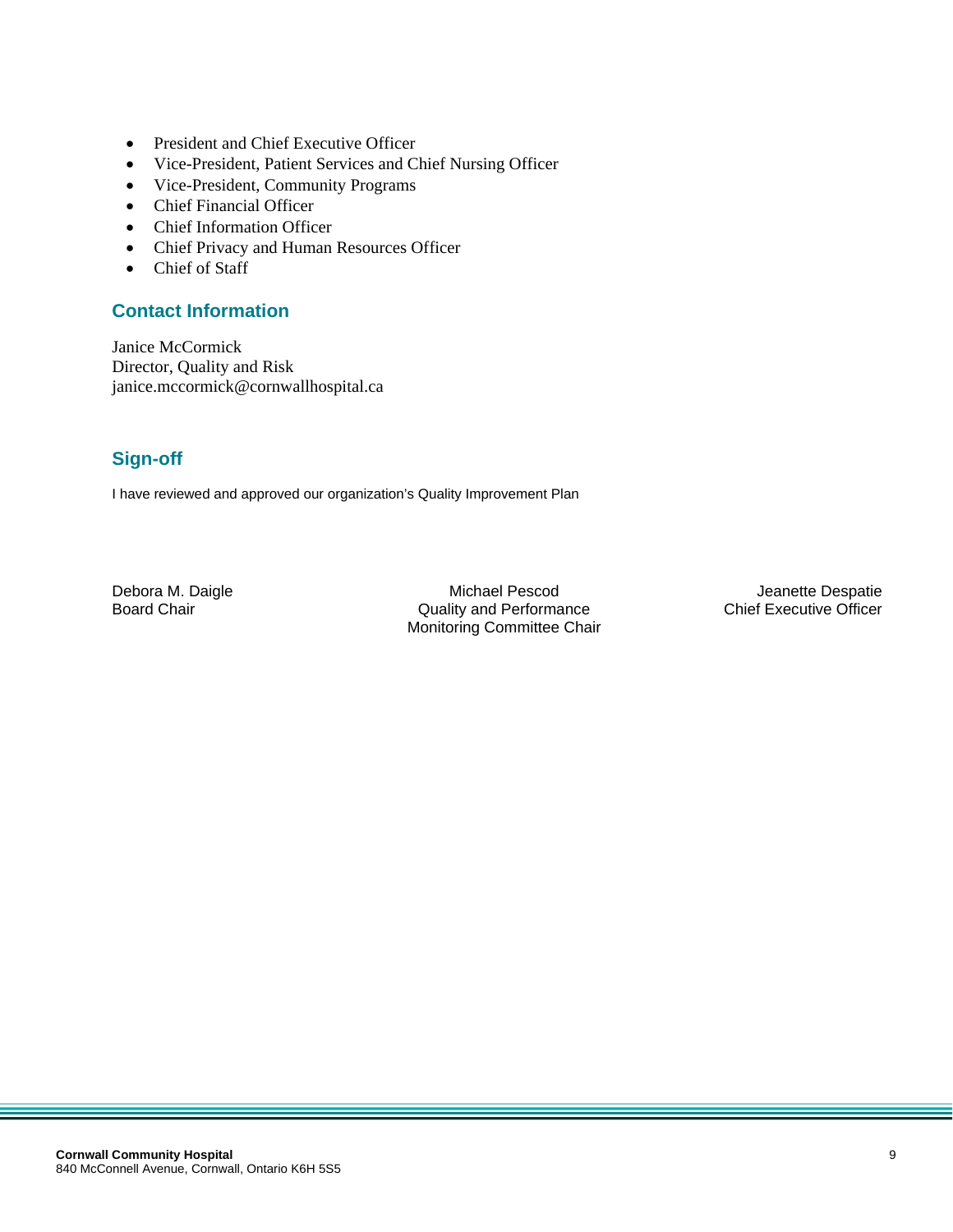- President and Chief Executive Officer
- Vice-President, Patient Services and Chief Nursing Officer
- Vice-President, Community Programs
- Chief Financial Officer
- Chief Information Officer
- Chief Privacy and Human Resources Officer
- Chief of Staff

## Contact Information

Janice McCormick
Director, Quality and Risk
janice.mccormick@cornwallhospital.ca

## Sign-off

I have reviewed and approved our organization's Quality Improvement Plan

| | | |
|---|---|---|
| Debora M. Daigle<br>Board Chair | Michael Pescod<br>Quality and Performance Monitoring Committee Chair | Jeanette Despatie<br>Chief Executive Officer |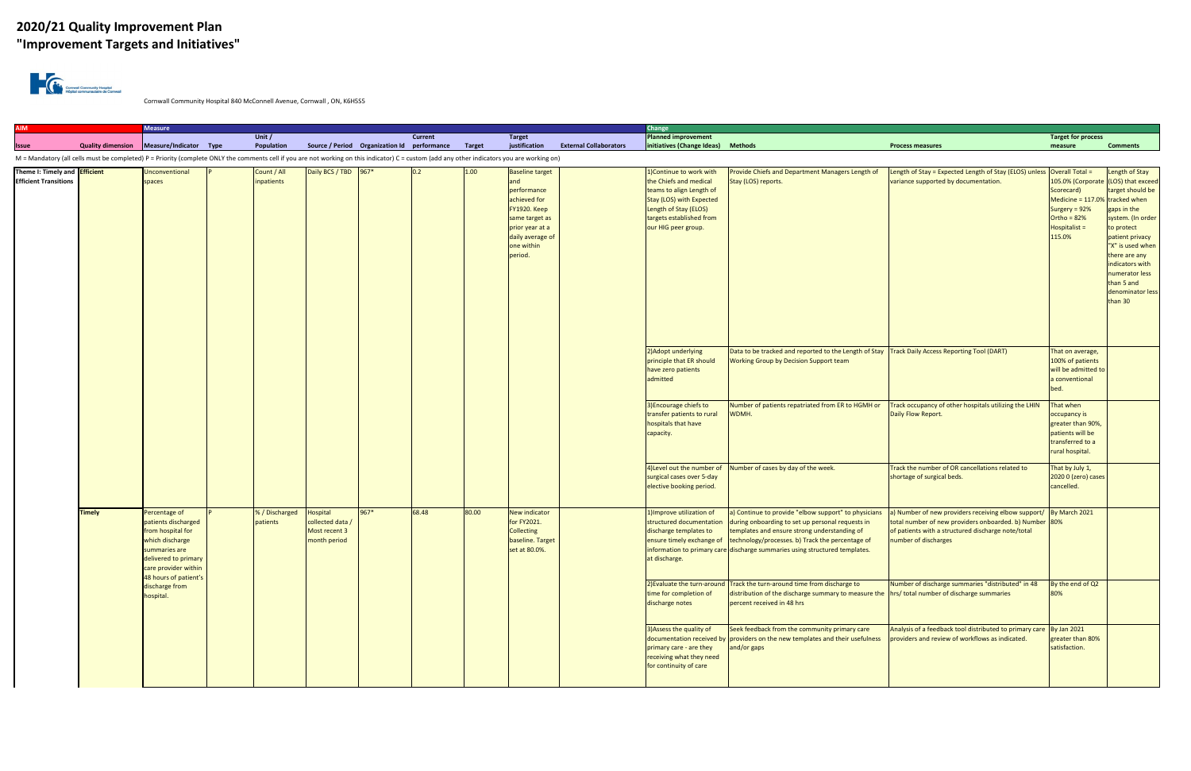# 2020/21 Quality Improvement Plan
# "Improvement Targets and Initiatives"

Cornwall Community Hospital 840 McConnell Avenue, Cornwall , ON, K6H5S5

| AIM | | Measure | | | | | | | | | | Change | | | | |
|---|---|---|---|---|---|---|---|---|---|---|---|---|---|---|---|---|
| Issue | Quality dimension | Measure/Indicator | Type | Unit / Population | Source / Period | Organization Id | Current performance | Target | Target justification | External Collaborators | Planned improvement initiatives (Change Ideas) | Methods | Process measures | Target for process measure | Comments |
| Theme I: Timely and Efficient Transitions | Efficient | Unconventional spaces | P | Count / All inpatients | Daily BCS / TBD | 967* | 0.2 | 1.00 | Baseline target and performance achieved for FY1920. Keep same target as prior year at a daily average of one within period. | | 1)Continue to work with the Chiefs and medical teams to align Length of Stay (LOS) with Expected Length of Stay (ELOS) targets established from our HIG peer group. | Provide Chiefs and Department Managers Length of Stay (LOS) reports. | Length of Stay = Expected Length of Stay (ELOS) unless variance supported by documentation. | Overall Total = 105.0% (Corporate Scorecard) Medicine = 117.0% Surgery = 92% Ortho = 82% Hospitalist = 115.0% | Length of Stay (LOS) that exceed target should be tracked when gaps in the system. (In order to protect patient privacy "X" is used when there are any indicators with numerator less than 5 and denominator less than 30 |
| | | | | | | | | | | | 2)Adopt underlying principle that ER should have zero patients admitted | Data to be tracked and reported to the Length of Stay Working Group by Decision Support team | Track Daily Access Reporting Tool (DART) | That on average, 100% of patients will be admitted to a conventional bed. | |
| | | | | | | | | | | | 3)Encourage chiefs to transfer patients to rural hospitals that have capacity. | Number of patients repatriated from ER to HGMH or WDMH. | Track occupancy of other hospitals utilizing the LHIN Daily Flow Report. | That when occupancy is greater than 90%, patients will be transferred to a rural hospital. | |
| | | | | | | | | | | | 4)Level out the number of surgical cases over 5-day elective booking period. | Number of cases by day of the week. | Track the number of OR cancellations related to shortage of surgical beds. | That by July 1, 2020 0 (zero) cases cancelled. | |
| | Timely | Percentage of patients discharged from hospital for which discharge summaries are delivered to primary care provider within 48 hours of patient's discharge from hospital. | P | % / Discharged patients | Hospital collected data / Most recent 3 month period | 967* | 68.48 | 80.00 | New indicator for FY2021. Collecting baseline. Target set at 80.0%. | | 1)Improve utilization of structured documentation discharge templates to ensure timely exchange of information to primary care at discharge. | a) Continue to provide "elbow support" to physicians during onboarding to set up personal requests in templates and ensure strong understanding of technology/processes. b) Track the percentage of discharge summaries using structured templates. | a) Number of new providers receiving elbow support/ total number of new providers onboarded. b) Number of patients with a structured discharge note/total number of discharges | By March 2021 80% | |
| | | | | | | | | | | | 2)Evaluate the turn-around time for completion of discharge notes | Track the turn-around time from discharge to distribution of the discharge summary to measure the percent received in 48 hrs | Number of discharge summaries "distributed" in 48 hrs/ total number of discharge summaries | By the end of Q2 80% | |
| | | | | | | | | | | | 3)Assess the quality of documentation received by primary care - are they receiving what they need for continuity of care | Seek feedback from the community primary care providers on the new templates and their usefulness and/or gaps | Analysis of a feedback tool distributed to primary care providers and review of workflows as indicated. | By Jan 2021 greater than 80% satisfaction. | |

M = Mandatory (all cells must be completed) P = Priority (complete ONLY the comments cell if you are not working on this indicator) C = custom (add any other indicators you are working on)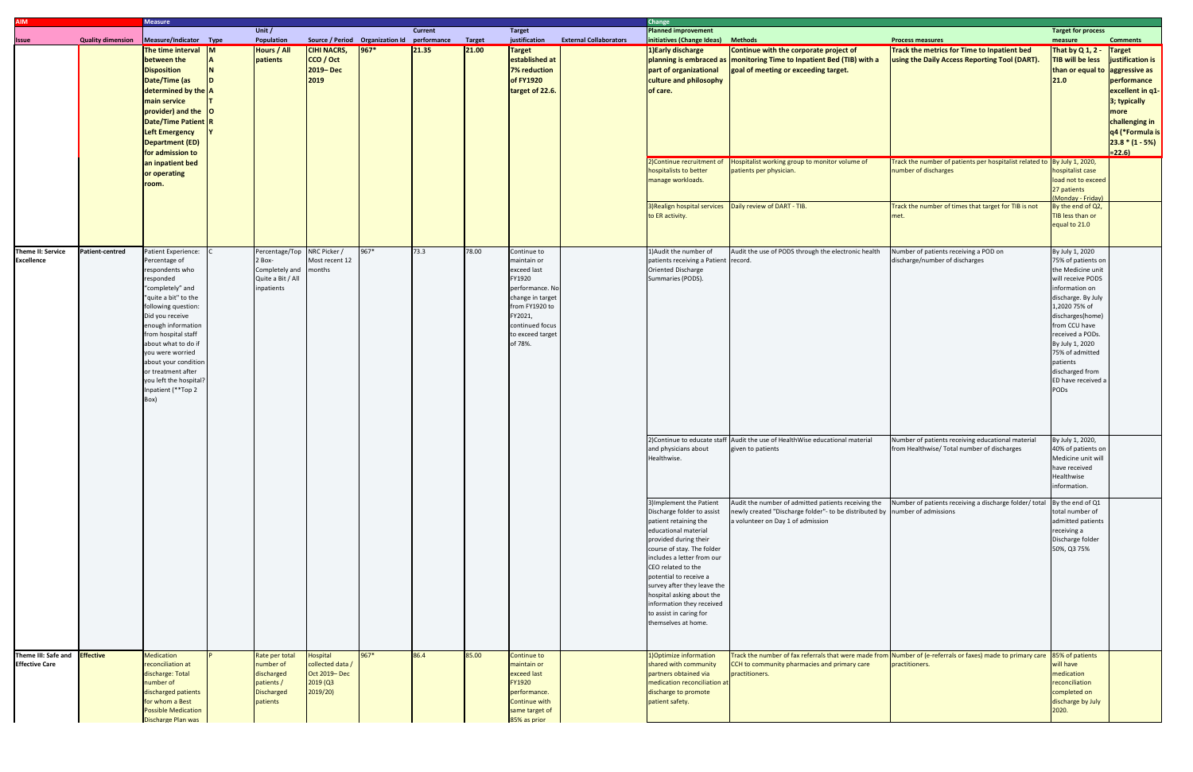| AIM | | Measure | | | | | | | | | | Change | | | | |
|---|---|---|---|---|---|---|---|---|---|---|---|---|---|---|---|---|
| | | | | Unit / | | | Current | | Target | | | Planned improvement | | | Target for process | |
| Issue | Quality dimension | Measure/Indicator | Type | Population | Source / Period | Organization Id | performance | Target | justification | External Collaborators | | initiatives (Change Ideas) | Methods | Process measures | measure | Comments |
| | | **The time interval between the Disposition Date/Time (as determined by the main service provider) and the Date/Time Patient Left Emergency Department (ED) for admission to an inpatient bed or operating room.** | **MANDATORY** | **Hours / All patients** | **CIHI NACRS, CCO / Oct 2019– Dec 2019** | **967*** | **21.35** | **21.00** | **Target established at 7% reduction of FY1920 target of 22.6.** | | | **1)Early discharge planning is embraced as part of organizational culture and philosophy of care.** | **Continue with the corporate project of monitoring Time to Inpatient Bed (TIB) with a goal of meeting or exceeding target.** | **Track the metrics for Time to Inpatient bed using the Daily Access Reporting Tool (DART).** | **That by Q 1, 2 - TIB will be less than or equal to 21.0** | **Target justification is aggressive as performance excellent in q1-3; typically more challenging in q4 (*Formula is 23.8 * (1 - 5%) =22.6)** |
| | | | | | | | | | | | | 2)Continue recruitment of hospitalists to better manage workloads. | Hospitalist working group to monitor volume of patients per physician. | Track the number of patients per hospitalist related to number of discharges | By July 1, 2020, hospitalist case load not to exceed 27 patients (Monday - Friday) | |
| | | | | | | | | | | | | 3)Realign hospital services to ER activity. | Daily review of DART - TIB. | Track the number of times that target for TIB is not met. | By the end of Q2, TIB less than or equal to 21.0 | |
| Theme II: Service Excellence | Patient-centred | Patient Experience: Percentage of respondents who responded "completely" and "quite a bit" to the following question: Did you receive enough information from hospital staff about what to do if you were worried about your condition or treatment after you left the hospital? Inpatient (**Top 2 Box) | C | Percentage/Top 2 Box- Completely and Quite a Bit / All inpatients | NRC Picker / Most recent 12 months | 967* | 73.3 | 78.00 | Continue to maintain or exceed last FY1920 performance. No change in target from FY1920 to FY2021, continued focus to exceed target of 78%. | | | 1)Audit the number of patients receiving a Patient Oriented Discharge Summaries (PODS). | Audit the use of PODS through the electronic health record. | Number of patients receiving a POD on discharge/number of discharges | By July 1, 2020 75% of patients on the Medicine unit will receive PODS information on discharge. By July 1,2020 75% of discharges(home) from CCU have received a PODs. By July 1, 2020 75% of admitted patients discharged from ED have received a PODs | |
| | | | | | | | | | | | | 2)Continue to educate staff and physicians about Healthwise. | Audit the use of HealthWise educational material given to patients | Number of patients receiving educational material from Healthwise/ Total number of discharges | By July 1, 2020, 40% of patients on Medicine unit will have received Healthwise information. | |
| | | | | | | | | | | | | 3)Implement the Patient Discharge folder to assist patient retaining the educational material provided during their course of stay. The folder includes a letter from our CEO related to the potential to receive a survey after they leave the hospital asking about the information they received to assist in caring for themselves at home. | Audit the number of admitted patients receiving the newly created "Discharge folder"- to be distributed by a volunteer on Day 1 of admission | Number of patients receiving a discharge folder/ total number of admissions | By the end of Q1 total number of admitted patients receiving a Discharge folder 50%, Q3 75% | |
| Theme III: Safe and Effective Care | Effective | Medication reconciliation at discharge: Total number of discharged patients for whom a Best Possible Medication Discharge Plan was | P | Rate per total number of discharged patients / Discharged patients | Hospital collected data / Oct 2019– Dec 2019 (Q3 2019/20) | 967* | 86.4 | 85.00 | Continue to maintain or exceed last FY1920 performance. Continue with same target of 85% as prior | | | 1)Optimize information shared with community partners obtained via medication reconciliation at discharge to promote patient safety. | Track the number of fax referrals that were made from CCH to community pharmacies and primary care practitioners. | Number of (e-referrals or faxes) made to primary care practitioners. | 85% of patients will have medication reconciliation completed on discharge by July 2020. | |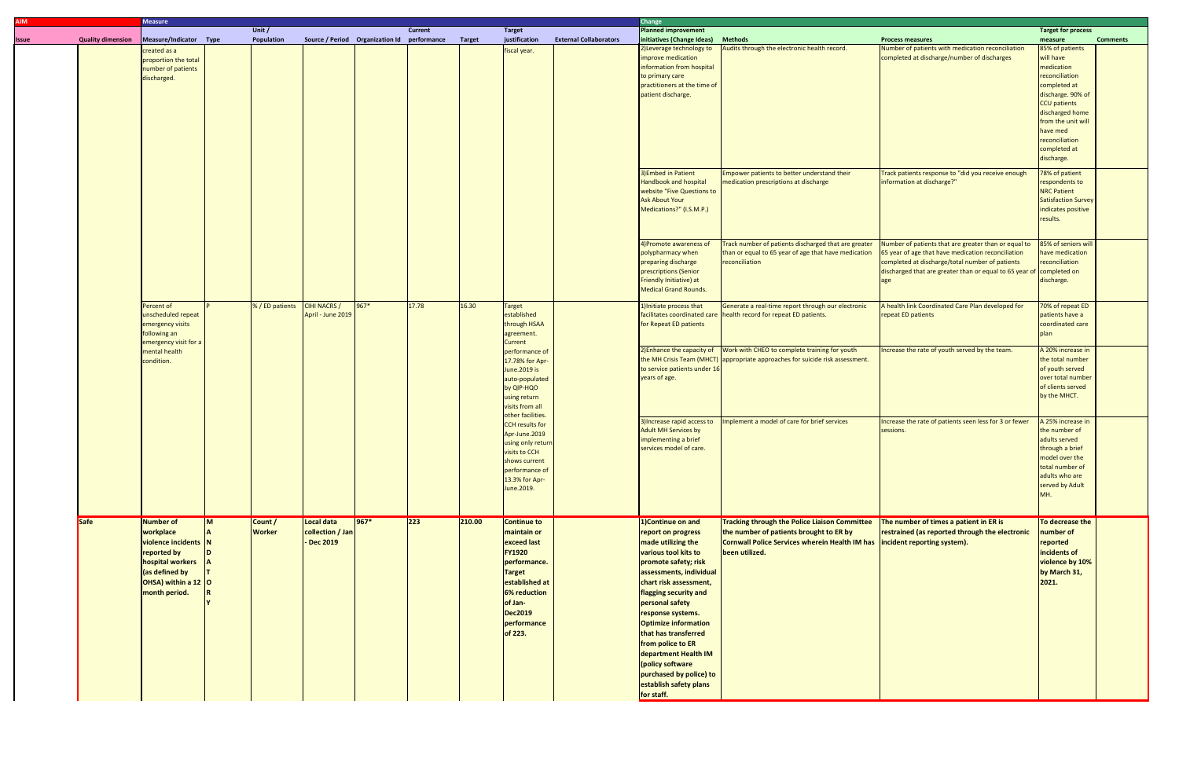| AIM | | Measure | | | | | | | | | Change | | | | |
|---|---|---|---|---|---|---|---|---|---|---|---|---|---|---|---|
| Issue | Quality dimension | Measure/Indicator | Type | Unit / Population | Source / Period | Organization Id | Current performance | Target | Target justification | External Collaborators | Planned improvement initiatives (Change Ideas) | Methods | Process measures | Target for process measure | Comments |
| | | created as a proportion the total number of patients discharged. | | | | | | | fiscal year. | | 2)Leverage technology to improve medication information from hospital to primary care practitioners at the time of patient discharge. | Audits through the electronic health record. | Number of patients with medication reconciliation completed at discharge/number of discharges | 85% of patients will have medication reconciliation completed at discharge. 90% of CCU patients discharged home from the unit will have med reconciliation completed at discharge. | |
| | | | | | | | | | | | 3)Embed in Patient Handbook and hospital website "Five Questions to Ask About Your Medications?" (I.S.M.P.) | Empower patients to better understand their medication prescriptions at discharge | Track patients response to "did you receive enough information at discharge?" | 78% of patient respondents to NRC Patient Satisfaction Survey indicates positive results. | |
| | | | | | | | | | | | 4)Promote awareness of polypharmacy when preparing discharge prescriptions (Senior Friendly Initiative) at Medical Grand Rounds. | Track number of patients discharged that are greater than or equal to 65 year of age that have medication reconciliation | Number of patients that are greater than or equal to 65 year of age that have medication reconciliation completed at discharge/total number of patients discharged that are greater than or equal to 65 year of age | 85% of seniors will have medication reconciliation completed on discharge. | |
| | | Percent of unscheduled repeat emergency visits following an emergency visit for a mental health condition. | P | % / ED patients | CIHI NACRS / April - June 2019 | 967* | 17.78 | 16.30 | Target established through HSAA agreement. Current performance of 17.78% for Apr-June.2019 is auto-populated by QIP-HQO using return visits from all other facilities. CCH results for Apr-June.2019 using only return visits to CCH shows current performance of 13.3% for Apr-June.2019. | | 1)Initiate process that facilitates coordinated care for Repeat ED patients | Generate a real-time report through our electronic health record for repeat ED patients. | A health link Coordinated Care Plan developed for repeat ED patients | 70% of repeat ED patients have a coordinated care plan | |
| | | | | | | | | | | | 2)Enhance the capacity of the MH Crisis Team (MHCT) to service patients under 16 years of age. | Work with CHEO to complete training for youth appropriate approaches for suicide risk assessment. | Increase the rate of youth served by the team. | A 20% increase in the total number of youth served over total number of clients served by the MHCT. | |
| | | | | | | | | | | | 3)Increase rapid access to Adult MH Services by implementing a brief services model of care. | Implement a model of care for brief services | Increase the rate of patients seen less for 3 or fewer sessions. | A 25% increase in the number of adults served through a brief model over the total number of adults who are served by Adult MH. | |
| | **Safe** | **Number of workplace violence incidents reported by hospital workers (as defined by OHSA) within a 12 month period.** | **MANDATORY** | **Count / Worker** | **Local data collection / Jan - Dec 2019** | **967*** | **223** | **210.00** | **Continue to maintain or exceed last FY1920 performance. Target established at 6% reduction of Jan-Dec2019 performance of 223.** | | **1)Continue on and report on progress made utilizing the various tool kits to promote safety; risk assessments, individual chart risk assessment, flagging security and personal safety response systems. Optimize information that has transferred from police to ER department Health IM (policy software purchased by police) to establish safety plans for staff.** | **Tracking through the Police Liaison Committee the number of patients brought to ER by Cornwall Police Services wherein Health IM has been utilized.** | **The number of times a patient in ER is restrained (as reported through the electronic incident reporting system).** | **To decrease the number of reported incidents of violence by 10% by March 31, 2021.** | |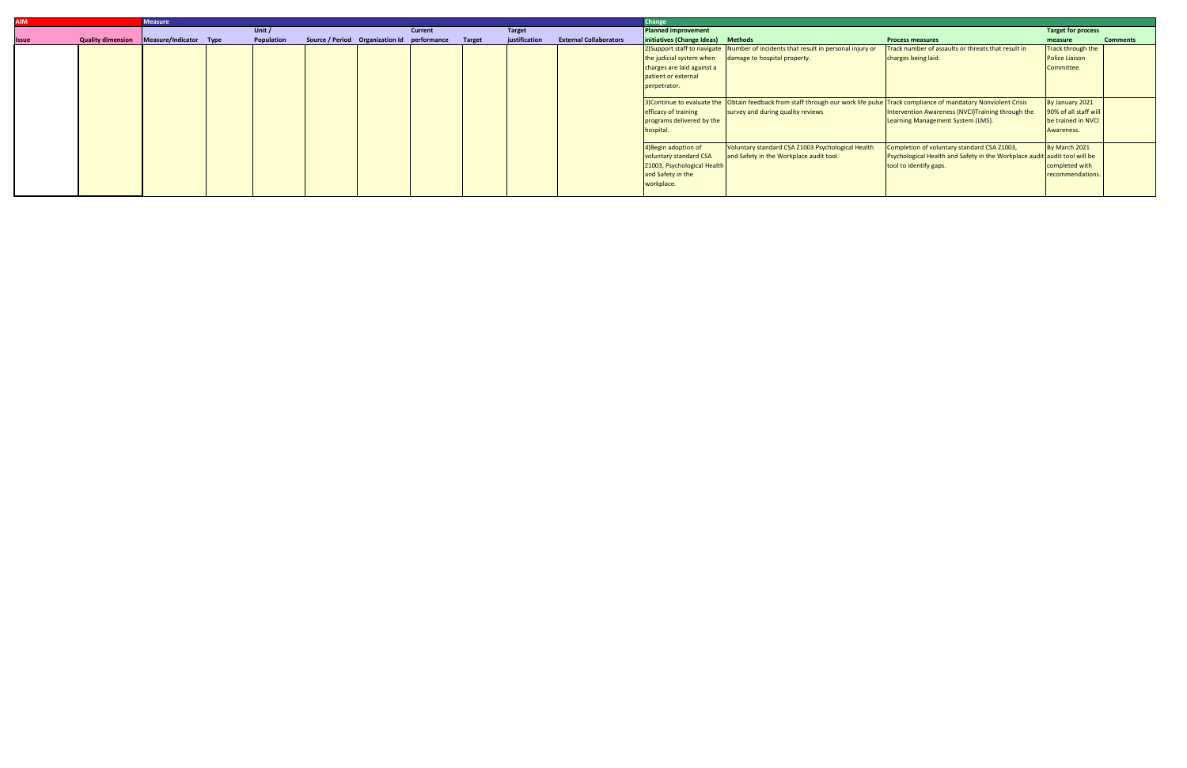| AIM | | Measure | | | | | | | | | Change | | | | |
|---|---|---|---|---|---|---|---|---|---|---|---|---|---|---|---|
| Issue | Quality dimension | Measure/Indicator | Type | Unit / Population | Source / Period | Organization Id | Current performance | Target | Target justification | External Collaborators | Planned improvement initiatives (Change Ideas) | Methods | Process measures | Target for process measure | Comments |
| | | | | | | | | | | | 2)Support staff to navigate the judicial system when charges are laid against a patient or external perpetrator. | Number of incidents that result in personal injury or damage to hospital property. | Track number of assaults or threats that result in charges being laid. | Track through the Police Liaison Committee. | |
| | | | | | | | | | | | 3)Continue to evaluate the efficacy of training programs delivered by the hospital. | Obtain feedback from staff through our work life pulse survey and during quality reviews | Track compliance of mandatory Nonviolent Crisis Intervention Awareness (NVCI)Training through the Learning Management System (LMS). | By January 2021 90% of all staff will be trained in NVCI Awareness. | |
| | | | | | | | | | | | 4)Begin adoption of voluntary standard CSA Z1003, Psychological Health and Safety in the workplace. | Voluntary standard CSA Z1003 Psychological Health and Safety in the Workplace audit tool. | Completion of voluntary standard CSA Z1003, Psychological Health and Safety in the Workplace audit tool to identify gaps. | By March 2021 audit tool will be completed with recommendations. | |